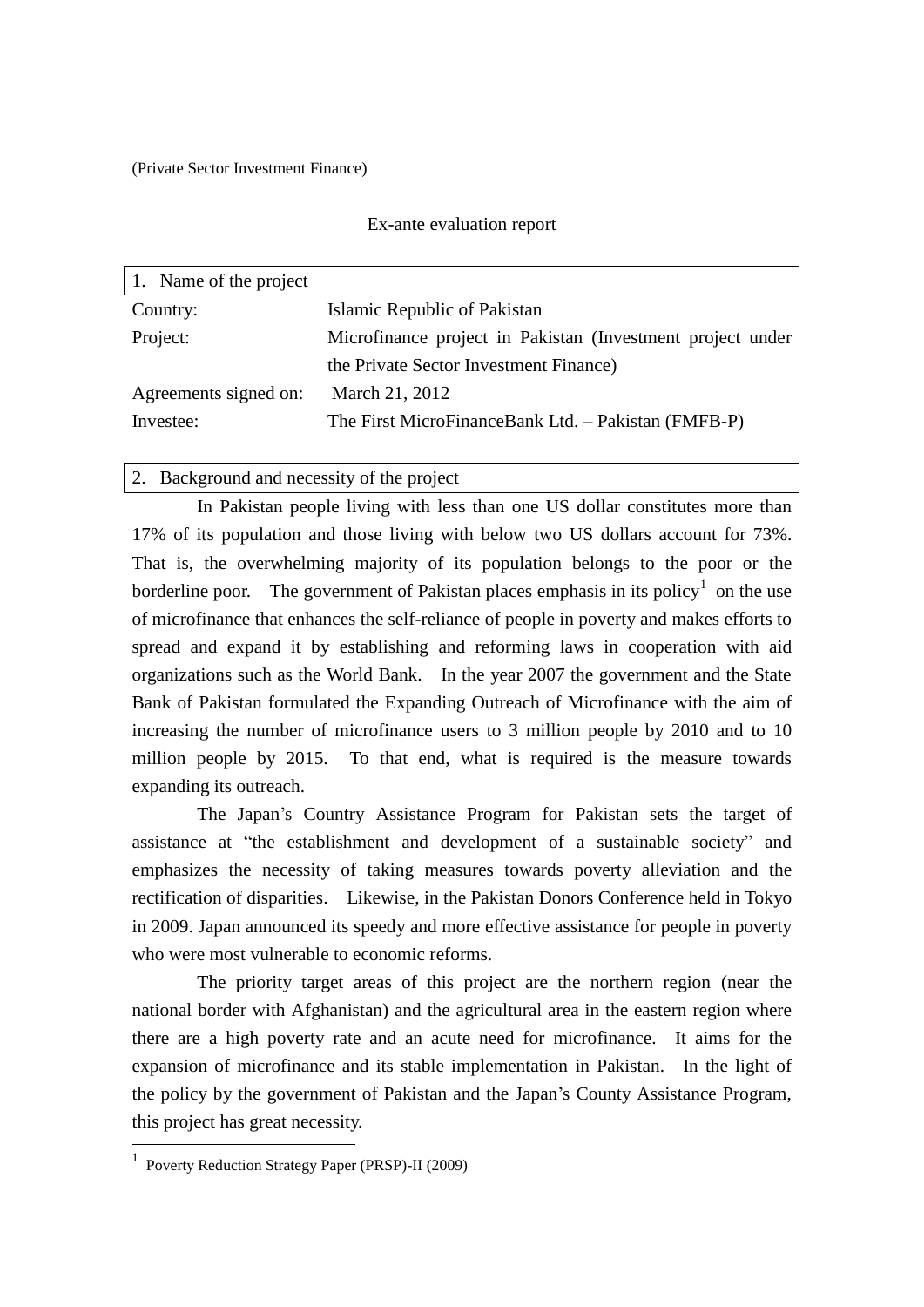(Private Sector Investment Finance)

# Ex-ante evaluation report

## 1. Name of the project

| | |
|---|---|
| Country: | Islamic Republic of Pakistan |
| Project: | Microfinance project in Pakistan (Investment project under the Private Sector Investment Finance) |
| Agreements signed on: | March 21, 2012 |
| Investee: | The First MicroFinanceBank Ltd. – Pakistan (FMFB-P) |

## 2. Background and necessity of the project

In Pakistan people living with less than one US dollar constitutes more than 17% of its population and those living with below two US dollars account for 73%. That is, the overwhelming majority of its population belongs to the poor or the borderline poor. The government of Pakistan places emphasis in its policy[1] on the use of microfinance that enhances the self-reliance of people in poverty and makes efforts to spread and expand it by establishing and reforming laws in cooperation with aid organizations such as the World Bank. In the year 2007 the government and the State Bank of Pakistan formulated the Expanding Outreach of Microfinance with the aim of increasing the number of microfinance users to 3 million people by 2010 and to 10 million people by 2015. To that end, what is required is the measure towards expanding its outreach.

The Japan's Country Assistance Program for Pakistan sets the target of assistance at "the establishment and development of a sustainable society" and emphasizes the necessity of taking measures towards poverty alleviation and the rectification of disparities. Likewise, in the Pakistan Donors Conference held in Tokyo in 2009. Japan announced its speedy and more effective assistance for people in poverty who were most vulnerable to economic reforms.

The priority target areas of this project are the northern region (near the national border with Afghanistan) and the agricultural area in the eastern region where there are a high poverty rate and an acute need for microfinance. It aims for the expansion of microfinance and its stable implementation in Pakistan. In the light of the policy by the government of Pakistan and the Japan's County Assistance Program, this project has great necessity.

---

[1] Poverty Reduction Strategy Paper (PRSP)-II (2009)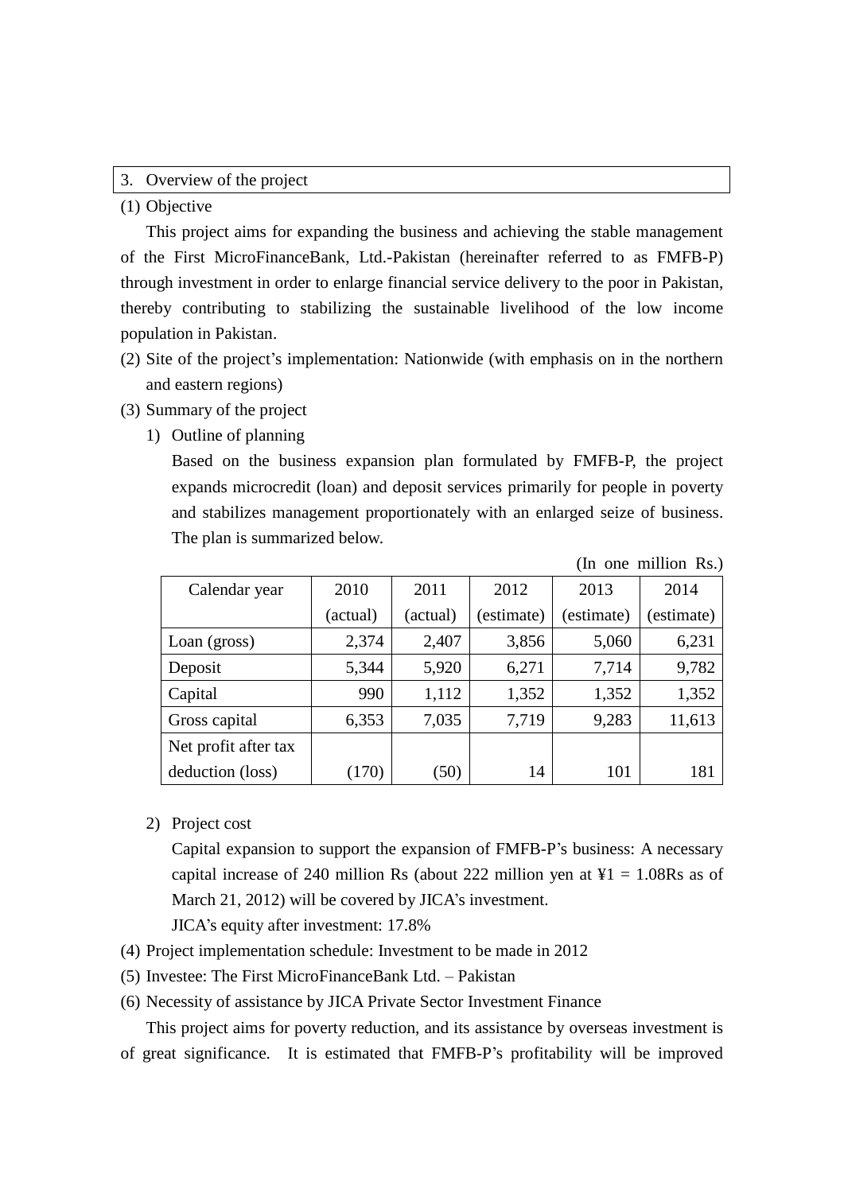## 3. Overview of the project

(1) Objective

This project aims for expanding the business and achieving the stable management of the First MicroFinanceBank, Ltd.-Pakistan (hereinafter referred to as FMFB-P) through investment in order to enlarge financial service delivery to the poor in Pakistan, thereby contributing to stabilizing the sustainable livelihood of the low income population in Pakistan.

(2) Site of the project's implementation: Nationwide (with emphasis on in the northern and eastern regions)

(3) Summary of the project

1) Outline of planning

Based on the business expansion plan formulated by FMFB-P, the project expands microcredit (loan) and deposit services primarily for people in poverty and stabilizes management proportionately with an enlarged seize of business. The plan is summarized below.

(In one million Rs.)

| Calendar year | 2010 (actual) | 2011 (actual) | 2012 (estimate) | 2013 (estimate) | 2014 (estimate) |
|---|---|---|---|---|---|
| Loan (gross) | 2,374 | 2,407 | 3,856 | 5,060 | 6,231 |
| Deposit | 5,344 | 5,920 | 6,271 | 7,714 | 9,782 |
| Capital | 990 | 1,112 | 1,352 | 1,352 | 1,352 |
| Gross capital | 6,353 | 7,035 | 7,719 | 9,283 | 11,613 |
| Net profit after tax deduction (loss) | (170) | (50) | 14 | 101 | 181 |

2) Project cost

Capital expansion to support the expansion of FMFB-P's business: A necessary capital increase of 240 million Rs (about 222 million yen at ¥1 = 1.08Rs as of March 21, 2012) will be covered by JICA's investment.

JICA's equity after investment: 17.8%

(4) Project implementation schedule: Investment to be made in 2012

(5) Investee: The First MicroFinanceBank Ltd. – Pakistan

(6) Necessity of assistance by JICA Private Sector Investment Finance

This project aims for poverty reduction, and its assistance by overseas investment is of great significance. It is estimated that FMFB-P's profitability will be improved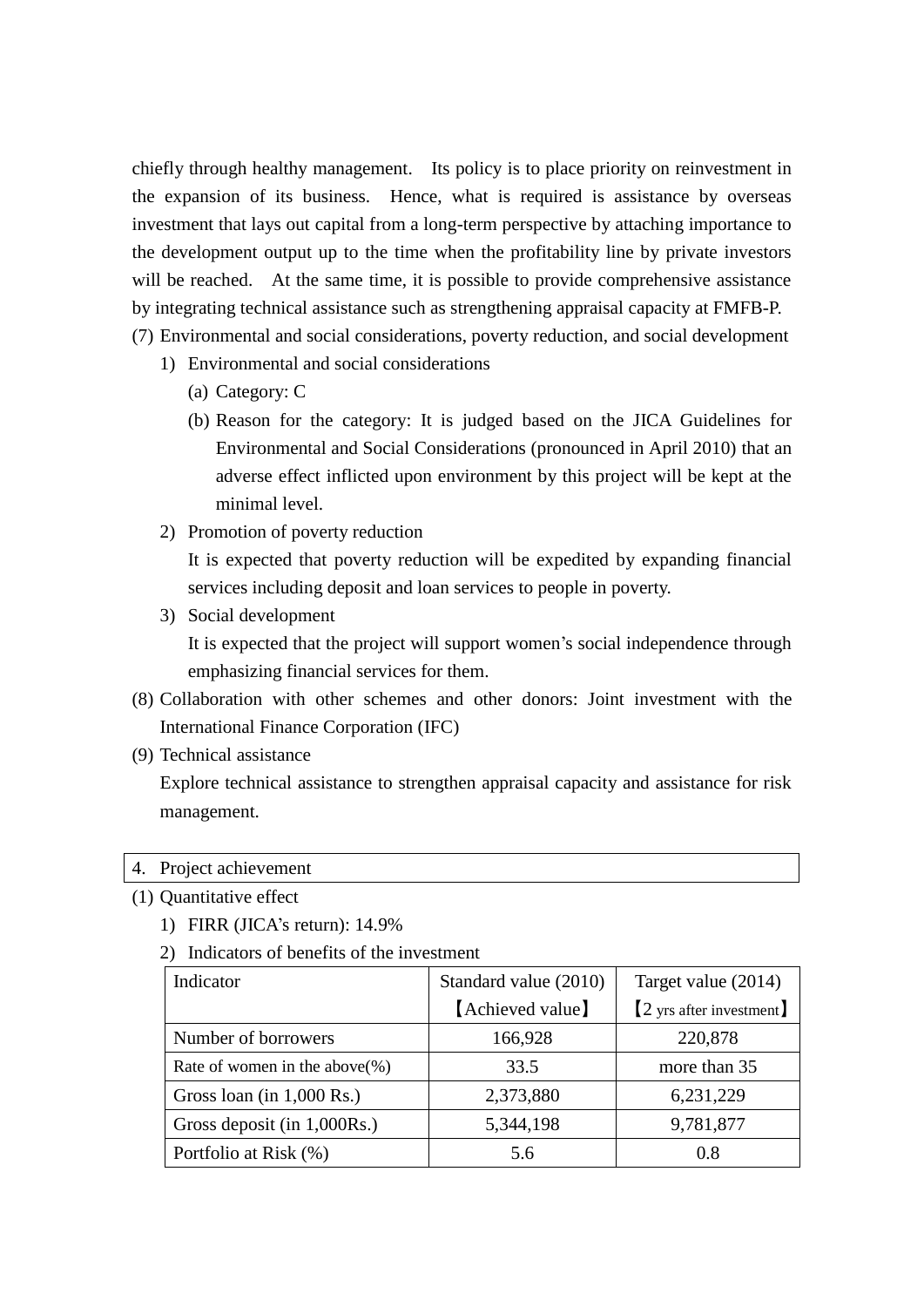chiefly through healthy management. Its policy is to place priority on reinvestment in the expansion of its business. Hence, what is required is assistance by overseas investment that lays out capital from a long-term perspective by attaching importance to the development output up to the time when the profitability line by private investors will be reached. At the same time, it is possible to provide comprehensive assistance by integrating technical assistance such as strengthening appraisal capacity at FMFB-P.

(7) Environmental and social considerations, poverty reduction, and social development

1) Environmental and social considerations

(a) Category: C

(b) Reason for the category: It is judged based on the JICA Guidelines for Environmental and Social Considerations (pronounced in April 2010) that an adverse effect inflicted upon environment by this project will be kept at the minimal level.

2) Promotion of poverty reduction

It is expected that poverty reduction will be expedited by expanding financial services including deposit and loan services to people in poverty.

3) Social development

It is expected that the project will support women's social independence through emphasizing financial services for them.

(8) Collaboration with other schemes and other donors: Joint investment with the International Finance Corporation (IFC)

(9) Technical assistance

Explore technical assistance to strengthen appraisal capacity and assistance for risk management.

## 4. Project achievement

(1) Quantitative effect

1) FIRR (JICA's return): 14.9%

2) Indicators of benefits of the investment

| Indicator | Standard value (2010)【Achieved value】 | Target value (2014)【2 yrs after investment】 |
|---|---|---|
| Number of borrowers | 166,928 | 220,878 |
| Rate of women in the above(%) | 33.5 | more than 35 |
| Gross loan (in 1,000 Rs.) | 2,373,880 | 6,231,229 |
| Gross deposit (in 1,000Rs.) | 5,344,198 | 9,781,877 |
| Portfolio at Risk (%) | 5.6 | 0.8 |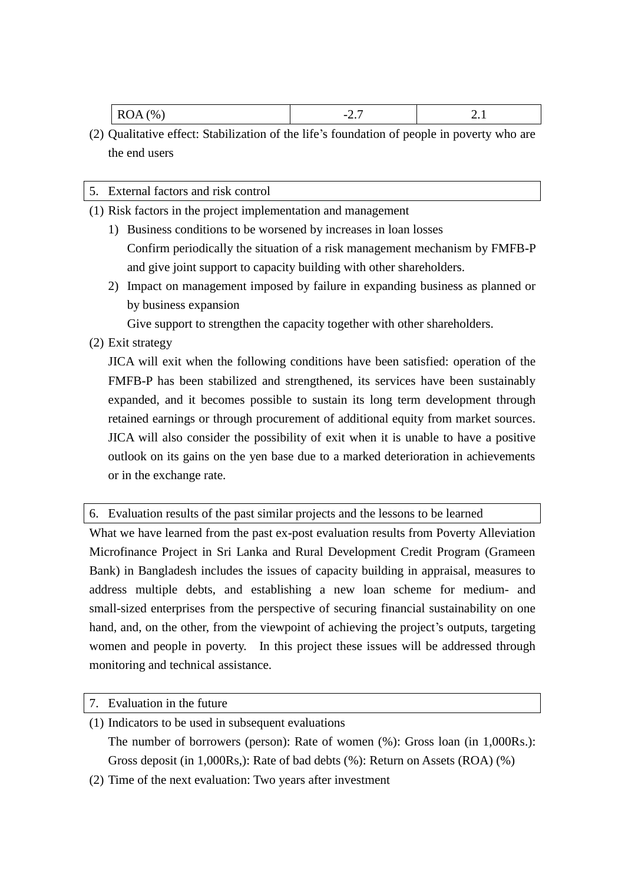| | | |
|---|---|---|
| ROA (%) | -2.7 | 2.1 |

(2) Qualitative effect: Stabilization of the life's foundation of people in poverty who are the end users

## 5. External factors and risk control

(1) Risk factors in the project implementation and management

1) Business conditions to be worsened by increases in loan losses
   Confirm periodically the situation of a risk management mechanism by FMFB-P and give joint support to capacity building with other shareholders.

2) Impact on management imposed by failure in expanding business as planned or by business expansion
   Give support to strengthen the capacity together with other shareholders.

(2) Exit strategy

JICA will exit when the following conditions have been satisfied: operation of the FMFB-P has been stabilized and strengthened, its services have been sustainably expanded, and it becomes possible to sustain its long term development through retained earnings or through procurement of additional equity from market sources. JICA will also consider the possibility of exit when it is unable to have a positive outlook on its gains on the yen base due to a marked deterioration in achievements or in the exchange rate.

## 6. Evaluation results of the past similar projects and the lessons to be learned

What we have learned from the past ex-post evaluation results from Poverty Alleviation Microfinance Project in Sri Lanka and Rural Development Credit Program (Grameen Bank) in Bangladesh includes the issues of capacity building in appraisal, measures to address multiple debts, and establishing a new loan scheme for medium- and small-sized enterprises from the perspective of securing financial sustainability on one hand, and, on the other, from the viewpoint of achieving the project's outputs, targeting women and people in poverty. In this project these issues will be addressed through monitoring and technical assistance.

## 7. Evaluation in the future

(1) Indicators to be used in subsequent evaluations

The number of borrowers (person): Rate of women (%): Gross loan (in 1,000Rs.): Gross deposit (in 1,000Rs,): Rate of bad debts (%): Return on Assets (ROA) (%)

(2) Time of the next evaluation: Two years after investment